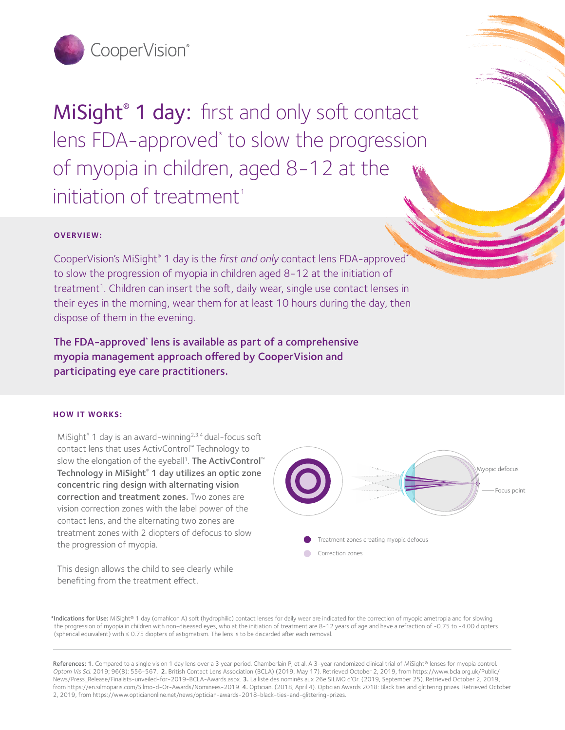CooperVision®

# MiSight® 1 day: first and only soft contact lens FDA-approved* to slow the progression of myopia in children, aged 8-12 at the initiation of treatment[1]

## OVERVIEW:

CooperVision's MiSight® 1 day is the *first and only* contact lens FDA-approved* to slow the progression of myopia in children aged 8-12 at the initiation of treatment[1]. Children can insert the soft, daily wear, single use contact lenses in their eyes in the morning, wear them for at least 10 hours during the day, then dispose of them in the evening.

**The FDA-approved* lens is available as part of a comprehensive myopia management approach offered by CooperVision and participating eye care practitioners.**

## HOW IT WORKS:

MiSight® 1 day is an award-winning[2,3,4] dual-focus soft contact lens that uses ActivControl™ Technology to slow the elongation of the eyeball[1]. **The ActivControl™ Technology in MiSight® 1 day utilizes an optic zone concentric ring design with alternating vision correction and treatment zones.** Two zones are vision correction zones with the label power of the contact lens, and the alternating two zones are treatment zones with 2 diopters of defocus to slow the progression of myopia.

This design allows the child to see clearly while benefiting from the treatment effect.

Myopic defocus

Focus point

Treatment zones creating myopic defocus

Correction zones

**\*Indications for Use:** MiSight® 1 day (omafilcon A) soft (hydrophilic) contact lenses for daily wear are indicated for the correction of myopic ametropia and for slowing the progression of myopia in children with non-diseased eyes, who at the initiation of treatment are 8-12 years of age and have a refraction of -0.75 to -4.00 diopters (spherical equivalent) with ≤ 0.75 diopters of astigmatism. The lens is to be discarded after each removal.

**References: 1.** Compared to a single vision 1 day lens over a 3 year period. Chamberlain P, et al. A 3-year randomized clinical trial of MiSight® lenses for myopia control. *Optom Vis Sci.* 2019; 96(8): 556-567. **2.** British Contact Lens Association (BCLA) (2019, May 17). Retrieved October 2, 2019, from https://www.bcla.org.uk/Public/News/Press_Release/Finalists-unveiled-for-2019-BCLA-Awards.aspx. **3.** La liste des nominés aux 26e SILMO d'Or. (2019, September 25). Retrieved October 2, 2019, from https://en.silmoparis.com/Silmo-d-Or-Awards/Nominees-2019. **4.** Optician. (2018, April 4). Optician Awards 2018: Black ties and glittering prizes. Retrieved October 2, 2019, from https://www.opticianonline.net/news/optician-awards-2018-black-ties-and-glittering-prizes.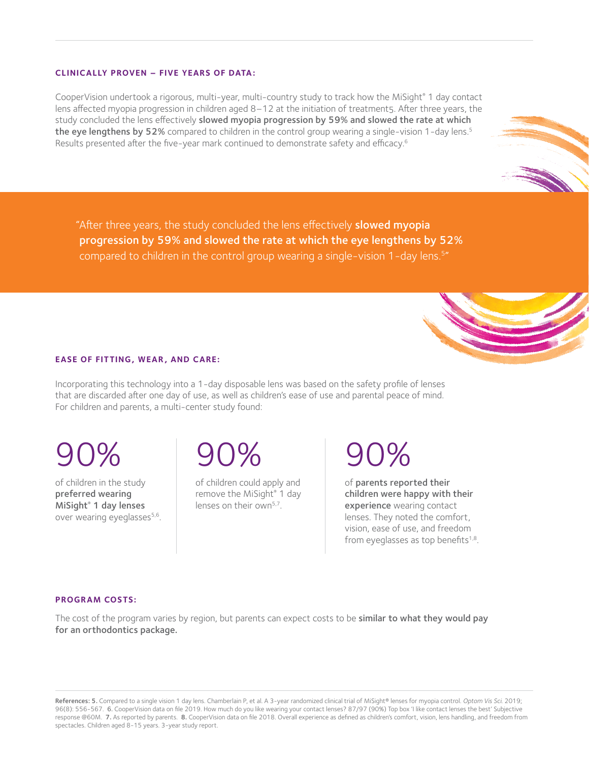## CLINICALLY PROVEN – FIVE YEARS OF DATA:

CooperVision undertook a rigorous, multi-year, multi-country study to track how the MiSight® 1 day contact lens affected myopia progression in children aged 8–12 at the initiation of treatment5. After three years, the study concluded the lens effectively **slowed myopia progression by 59% and slowed the rate at which the eye lengthens by 52%** compared to children in the control group wearing a single-vision 1-day lens.[5] Results presented after the five-year mark continued to demonstrate safety and efficacy.[6]

> "After three years, the study concluded the lens effectively **slowed myopia progression by 59% and slowed the rate at which the eye lengthens by 52%** compared to children in the control group wearing a single-vision 1-day lens.[5]"

## EASE OF FITTING, WEAR, AND CARE:

Incorporating this technology into a 1-day disposable lens was based on the safety profile of lenses that are discarded after one day of use, as well as children's ease of use and parental peace of mind. For children and parents, a multi-center study found:

**90%**

of children in the study **preferred wearing MiSight® 1 day lenses** over wearing eyeglasses[5,6].

**90%**

of children could apply and remove the MiSight® 1 day lenses on their own[5,7].

**90%**

of **parents reported their children were happy with their experience** wearing contact lenses. They noted the comfort, vision, ease of use, and freedom from eyeglasses as top benefits[1,8].

## PROGRAM COSTS:

The cost of the program varies by region, but parents can expect costs to be **similar to what they would pay for an orthodontics package.**

**References: 5.** Compared to a single vision 1 day lens. Chamberlain P, et al. A 3-year randomized clinical trial of MiSight® lenses for myopia control. *Optom Vis Sci.* 2019; 96(8): 556-567. **6.** CooperVision data on file 2019. How much do you like wearing your contact lenses? 87/97 (90%) Top box 'I like contact lenses the best' Subjective response @60M. **7.** As reported by parents. **8.** CooperVision data on file 2018. Overall experience as defined as children's comfort, vision, lens handling, and freedom from spectacles. Children aged 8-15 years. 3-year study report.